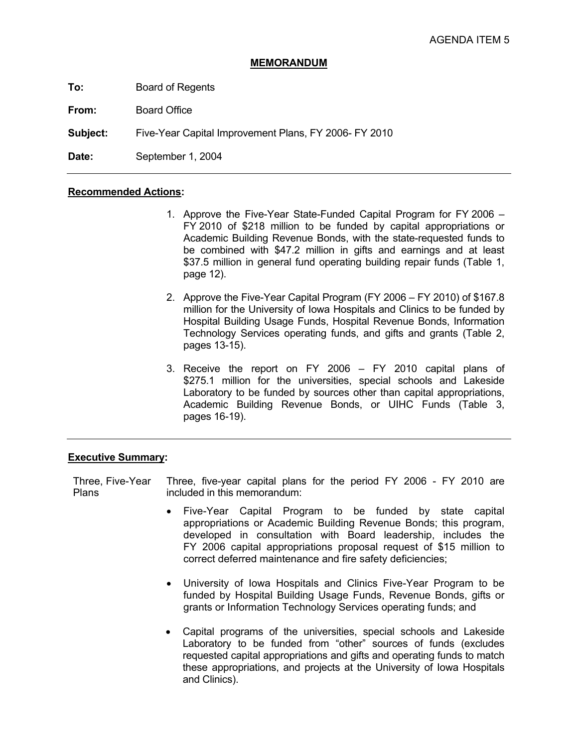AGENDA ITEM 5

## MEMORANDUM

**To:** Board of Regents

**From:** Board Office

**Subject:** Five-Year Capital Improvement Plans, FY 2006- FY 2010

**Date:** September 1, 2004

---

**Recommended Actions:**

1. Approve the Five-Year State-Funded Capital Program for FY 2006 – FY 2010 of $218 million to be funded by capital appropriations or Academic Building Revenue Bonds, with the state-requested funds to be combined with $47.2 million in gifts and earnings and at least $37.5 million in general fund operating building repair funds (Table 1, page 12).

2. Approve the Five-Year Capital Program (FY 2006 – FY 2010) of $167.8 million for the University of Iowa Hospitals and Clinics to be funded by Hospital Building Usage Funds, Hospital Revenue Bonds, Information Technology Services operating funds, and gifts and grants (Table 2, pages 13-15).

3. Receive the report on FY 2006 – FY 2010 capital plans of $275.1 million for the universities, special schools and Lakeside Laboratory to be funded by sources other than capital appropriations, Academic Building Revenue Bonds, or UIHC Funds (Table 3, pages 16-19).

---

**Executive Summary:**

Three, Five-Year Plans

Three, five-year capital plans for the period FY 2006 - FY 2010 are included in this memorandum:

- Five-Year Capital Program to be funded by state capital appropriations or Academic Building Revenue Bonds; this program, developed in consultation with Board leadership, includes the FY 2006 capital appropriations proposal request of $15 million to correct deferred maintenance and fire safety deficiencies;

- University of Iowa Hospitals and Clinics Five-Year Program to be funded by Hospital Building Usage Funds, Revenue Bonds, gifts or grants or Information Technology Services operating funds; and

- Capital programs of the universities, special schools and Lakeside Laboratory to be funded from "other" sources of funds (excludes requested capital appropriations and gifts and operating funds to match these appropriations, and projects at the University of Iowa Hospitals and Clinics).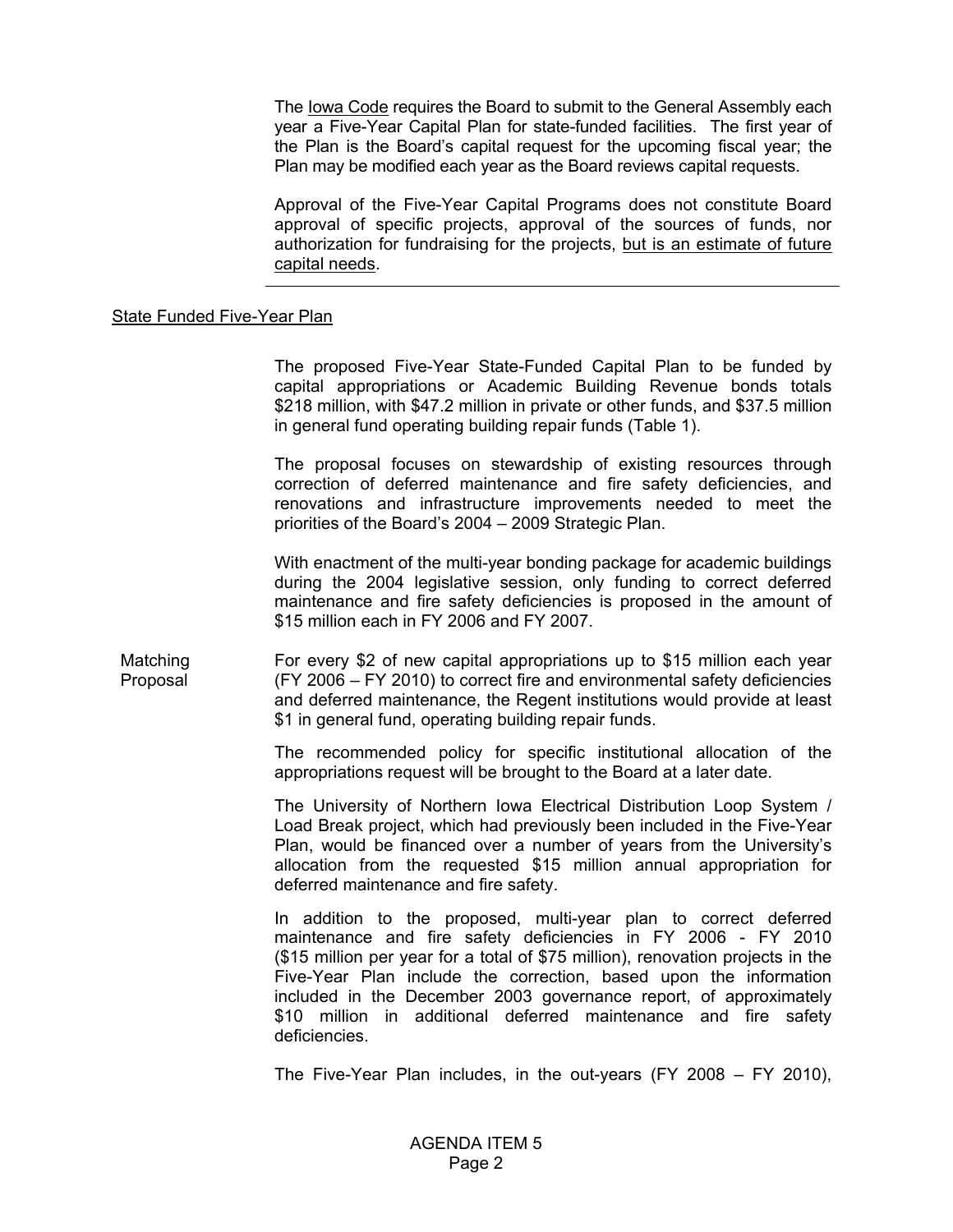The <u>Iowa Code</u> requires the Board to submit to the General Assembly each year a Five-Year Capital Plan for state-funded facilities. The first year of the Plan is the Board's capital request for the upcoming fiscal year; the Plan may be modified each year as the Board reviews capital requests.

Approval of the Five-Year Capital Programs does not constitute Board approval of specific projects, approval of the sources of funds, nor authorization for fundraising for the projects, <u>but is an estimate of future capital needs</u>.

---

<u>State Funded Five-Year Plan</u>

The proposed Five-Year State-Funded Capital Plan to be funded by capital appropriations or Academic Building Revenue bonds totals $218 million, with $47.2 million in private or other funds, and $37.5 million in general fund operating building repair funds (Table 1).

The proposal focuses on stewardship of existing resources through correction of deferred maintenance and fire safety deficiencies, and renovations and infrastructure improvements needed to meet the priorities of the Board's 2004 – 2009 Strategic Plan.

With enactment of the multi-year bonding package for academic buildings during the 2004 legislative session, only funding to correct deferred maintenance and fire safety deficiencies is proposed in the amount of $15 million each in FY 2006 and FY 2007.

Matching Proposal

For every $2 of new capital appropriations up to $15 million each year (FY 2006 – FY 2010) to correct fire and environmental safety deficiencies and deferred maintenance, the Regent institutions would provide at least $1 in general fund, operating building repair funds.

The recommended policy for specific institutional allocation of the appropriations request will be brought to the Board at a later date.

The University of Northern Iowa Electrical Distribution Loop System / Load Break project, which had previously been included in the Five-Year Plan, would be financed over a number of years from the University's allocation from the requested $15 million annual appropriation for deferred maintenance and fire safety.

In addition to the proposed, multi-year plan to correct deferred maintenance and fire safety deficiencies in FY 2006 - FY 2010 ($15 million per year for a total of $75 million), renovation projects in the Five-Year Plan include the correction, based upon the information included in the December 2003 governance report, of approximately $10 million in additional deferred maintenance and fire safety deficiencies.

The Five-Year Plan includes, in the out-years (FY 2008 – FY 2010),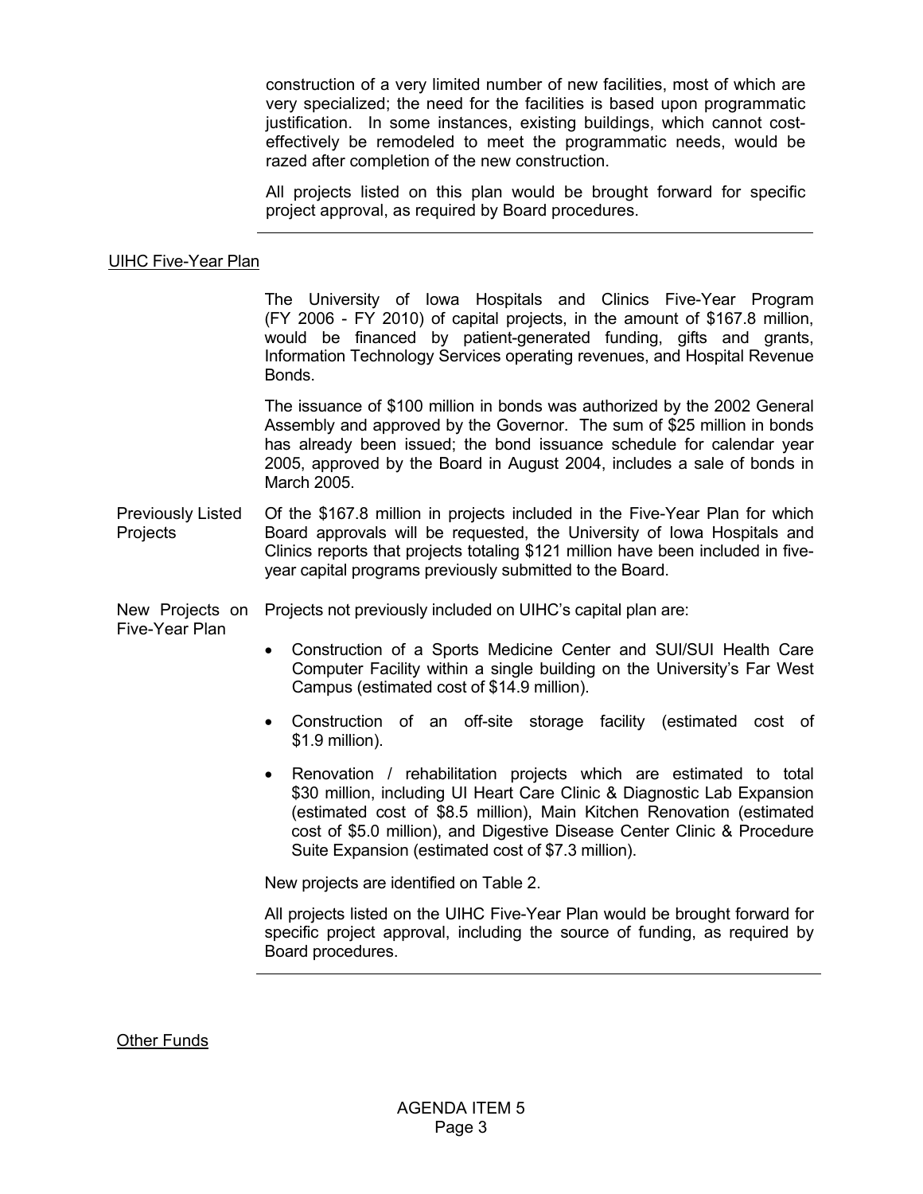construction of a very limited number of new facilities, most of which are very specialized; the need for the facilities is based upon programmatic justification. In some instances, existing buildings, which cannot cost-effectively be remodeled to meet the programmatic needs, would be razed after completion of the new construction.

All projects listed on this plan would be brought forward for specific project approval, as required by Board procedures.

---

UIHC Five-Year Plan

The University of Iowa Hospitals and Clinics Five-Year Program (FY 2006 - FY 2010) of capital projects, in the amount of $167.8 million, would be financed by patient-generated funding, gifts and grants, Information Technology Services operating revenues, and Hospital Revenue Bonds.

The issuance of $100 million in bonds was authorized by the 2002 General Assembly and approved by the Governor. The sum of $25 million in bonds has already been issued; the bond issuance schedule for calendar year 2005, approved by the Board in August 2004, includes a sale of bonds in March 2005.

Previously Listed Projects

Of the $167.8 million in projects included in the Five-Year Plan for which Board approvals will be requested, the University of Iowa Hospitals and Clinics reports that projects totaling $121 million have been included in five-year capital programs previously submitted to the Board.

New Projects on Five-Year Plan

Projects not previously included on UIHC's capital plan are:

- Construction of a Sports Medicine Center and SUI/SUI Health Care Computer Facility within a single building on the University's Far West Campus (estimated cost of $14.9 million).
- Construction of an off-site storage facility (estimated cost of $1.9 million).
- Renovation / rehabilitation projects which are estimated to total $30 million, including UI Heart Care Clinic & Diagnostic Lab Expansion (estimated cost of $8.5 million), Main Kitchen Renovation (estimated cost of $5.0 million), and Digestive Disease Center Clinic & Procedure Suite Expansion (estimated cost of $7.3 million).

New projects are identified on Table 2.

All projects listed on the UIHC Five-Year Plan would be brought forward for specific project approval, including the source of funding, as required by Board procedures.

---

Other Funds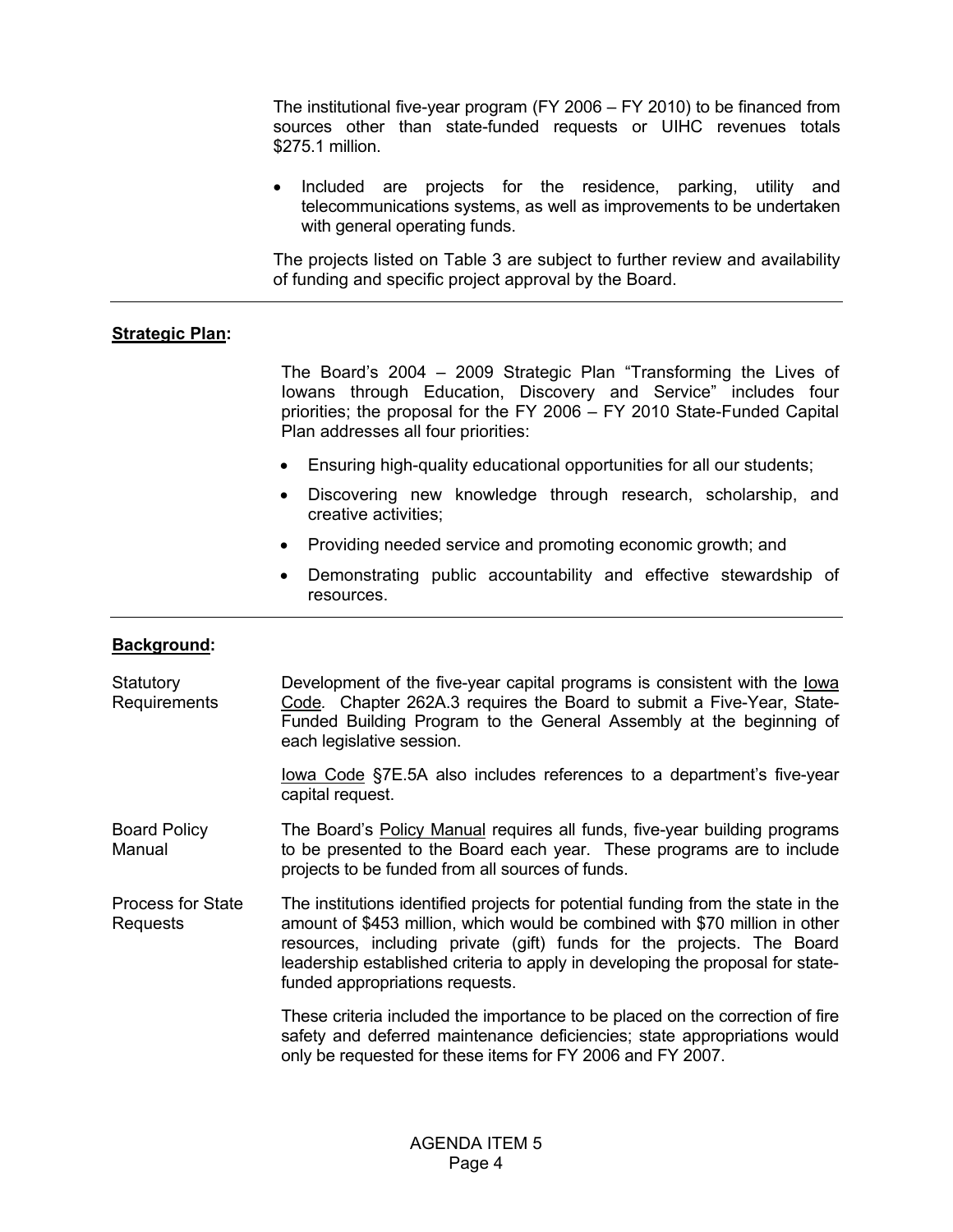The institutional five-year program (FY 2006 – FY 2010) to be financed from sources other than state-funded requests or UIHC revenues totals $275.1 million.

- Included are projects for the residence, parking, utility and telecommunications systems, as well as improvements to be undertaken with general operating funds.

The projects listed on Table 3 are subject to further review and availability of funding and specific project approval by the Board.

---

**Strategic Plan:**

The Board's 2004 – 2009 Strategic Plan "Transforming the Lives of Iowans through Education, Discovery and Service" includes four priorities; the proposal for the FY 2006 – FY 2010 State-Funded Capital Plan addresses all four priorities:

- Ensuring high-quality educational opportunities for all our students;
- Discovering new knowledge through research, scholarship, and creative activities;
- Providing needed service and promoting economic growth; and
- Demonstrating public accountability and effective stewardship of resources.

---

**Background:**

Statutory Requirements

Development of the five-year capital programs is consistent with the Iowa Code. Chapter 262A.3 requires the Board to submit a Five-Year, State-Funded Building Program to the General Assembly at the beginning of each legislative session.

Iowa Code §7E.5A also includes references to a department's five-year capital request.

Board Policy Manual

The Board's Policy Manual requires all funds, five-year building programs to be presented to the Board each year. These programs are to include projects to be funded from all sources of funds.

Process for State Requests

The institutions identified projects for potential funding from the state in the amount of $453 million, which would be combined with $70 million in other resources, including private (gift) funds for the projects. The Board leadership established criteria to apply in developing the proposal for state-funded appropriations requests.

These criteria included the importance to be placed on the correction of fire safety and deferred maintenance deficiencies; state appropriations would only be requested for these items for FY 2006 and FY 2007.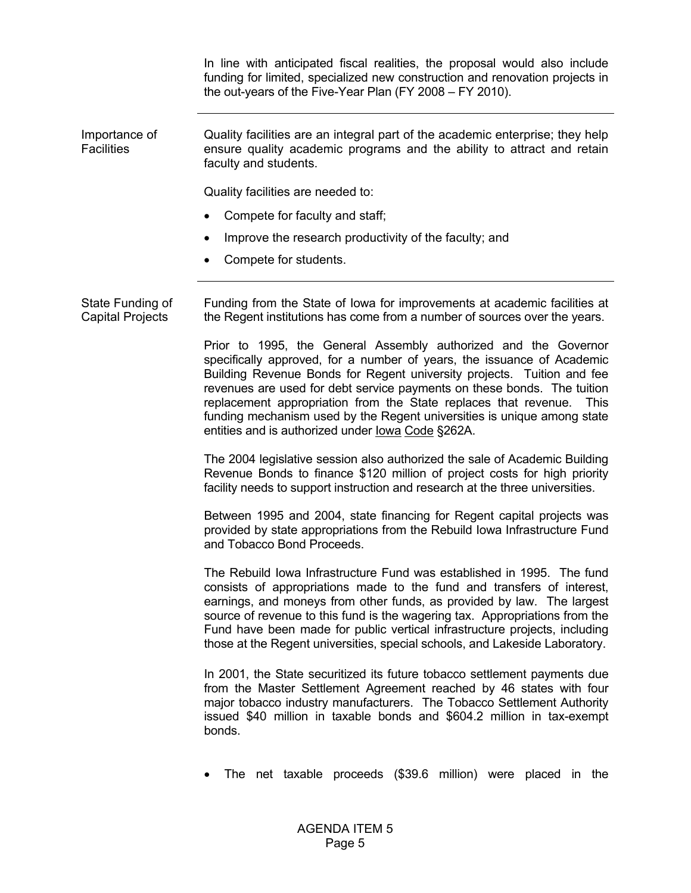In line with anticipated fiscal realities, the proposal would also include funding for limited, specialized new construction and renovation projects in the out-years of the Five-Year Plan (FY 2008 – FY 2010).

---

**Importance of Facilities**

Quality facilities are an integral part of the academic enterprise; they help ensure quality academic programs and the ability to attract and retain faculty and students.

Quality facilities are needed to:

- Compete for faculty and staff;
- Improve the research productivity of the faculty; and
- Compete for students.

---

**State Funding of Capital Projects**

Funding from the State of Iowa for improvements at academic facilities at the Regent institutions has come from a number of sources over the years.

Prior to 1995, the General Assembly authorized and the Governor specifically approved, for a number of years, the issuance of Academic Building Revenue Bonds for Regent university projects. Tuition and fee revenues are used for debt service payments on these bonds. The tuition replacement appropriation from the State replaces that revenue. This funding mechanism used by the Regent universities is unique among state entities and is authorized under Iowa Code §262A.

The 2004 legislative session also authorized the sale of Academic Building Revenue Bonds to finance \$120 million of project costs for high priority facility needs to support instruction and research at the three universities.

Between 1995 and 2004, state financing for Regent capital projects was provided by state appropriations from the Rebuild Iowa Infrastructure Fund and Tobacco Bond Proceeds.

The Rebuild Iowa Infrastructure Fund was established in 1995. The fund consists of appropriations made to the fund and transfers of interest, earnings, and moneys from other funds, as provided by law. The largest source of revenue to this fund is the wagering tax. Appropriations from the Fund have been made for public vertical infrastructure projects, including those at the Regent universities, special schools, and Lakeside Laboratory.

In 2001, the State securitized its future tobacco settlement payments due from the Master Settlement Agreement reached by 46 states with four major tobacco industry manufacturers. The Tobacco Settlement Authority issued \$40 million in taxable bonds and \$604.2 million in tax-exempt bonds.

- The net taxable proceeds (\$39.6 million) were placed in the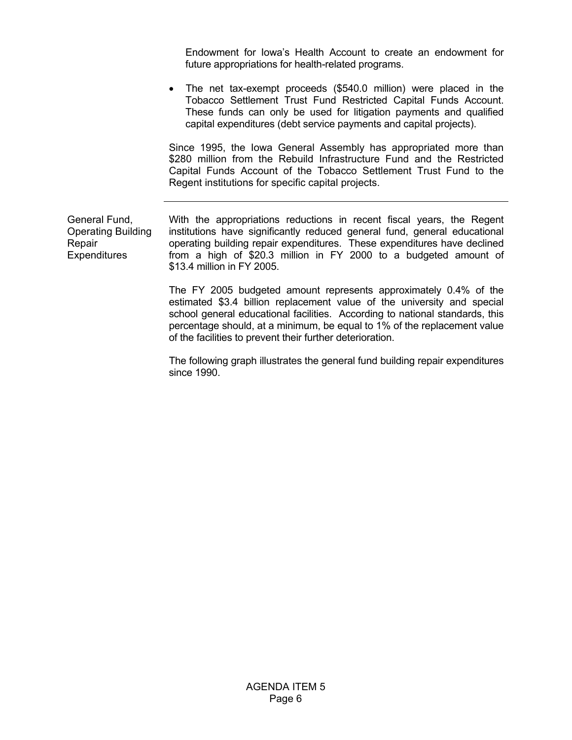Endowment for Iowa's Health Account to create an endowment for future appropriations for health-related programs.

- The net tax-exempt proceeds ($540.0 million) were placed in the Tobacco Settlement Trust Fund Restricted Capital Funds Account. These funds can only be used for litigation payments and qualified capital expenditures (debt service payments and capital projects).

Since 1995, the Iowa General Assembly has appropriated more than $280 million from the Rebuild Infrastructure Fund and the Restricted Capital Funds Account of the Tobacco Settlement Trust Fund to the Regent institutions for specific capital projects.

---

**General Fund, Operating Building Repair Expenditures**

With the appropriations reductions in recent fiscal years, the Regent institutions have significantly reduced general fund, general educational operating building repair expenditures. These expenditures have declined from a high of $20.3 million in FY 2000 to a budgeted amount of $13.4 million in FY 2005.

The FY 2005 budgeted amount represents approximately 0.4% of the estimated $3.4 billion replacement value of the university and special school general educational facilities. According to national standards, this percentage should, at a minimum, be equal to 1% of the replacement value of the facilities to prevent their further deterioration.

The following graph illustrates the general fund building repair expenditures since 1990.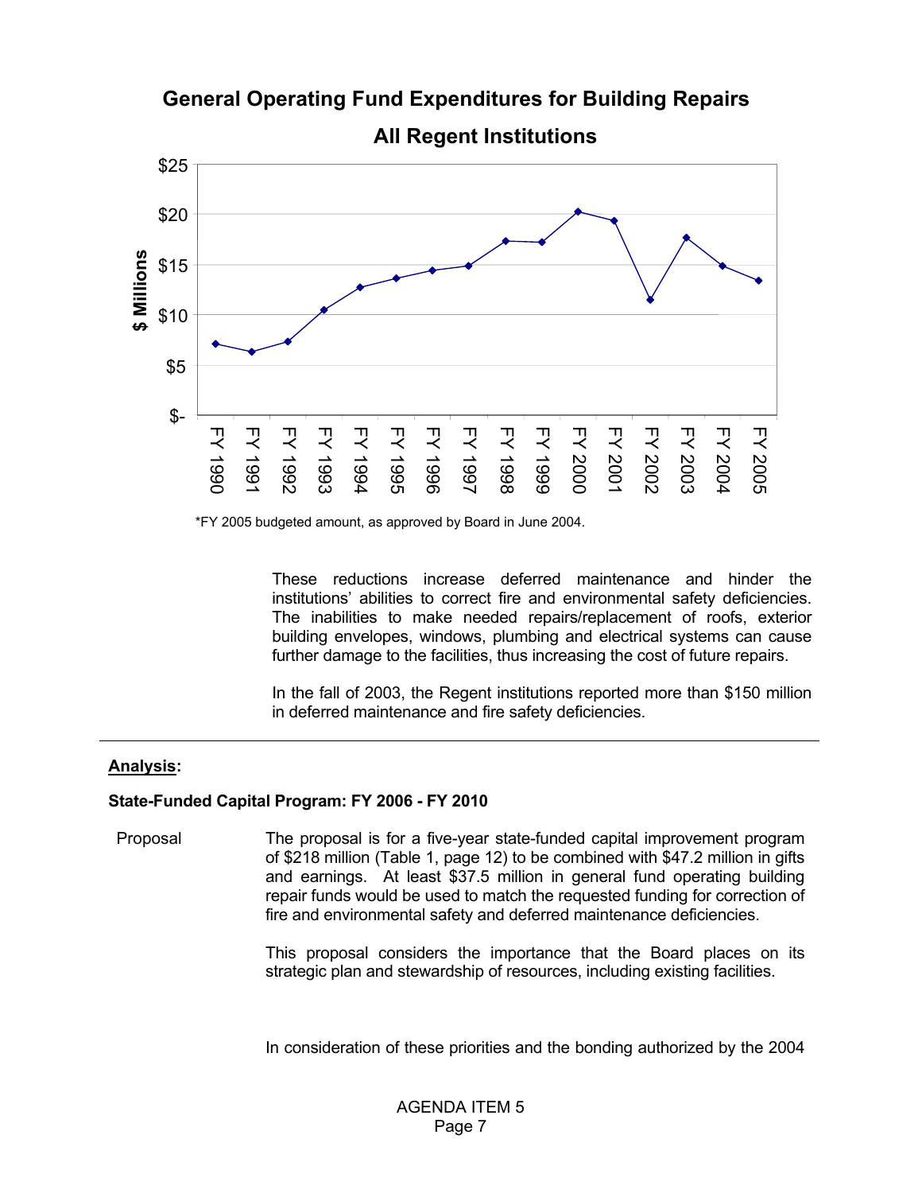**General Operating Fund Expenditures for Building Repairs**

**All Regent Institutions**

*FY 2005 budgeted amount, as approved by Board in June 2004.

These reductions increase deferred maintenance and hinder the institutions' abilities to correct fire and environmental safety deficiencies. The inabilities to make needed repairs/replacement of roofs, exterior building envelopes, windows, plumbing and electrical systems can cause further damage to the facilities, thus increasing the cost of future repairs.

In the fall of 2003, the Regent institutions reported more than $150 million in deferred maintenance and fire safety deficiencies.

---

**Analysis:**

**State-Funded Capital Program: FY 2006 - FY 2010**

Proposal

The proposal is for a five-year state-funded capital improvement program of $218 million (Table 1, page 12) to be combined with $47.2 million in gifts and earnings. At least $37.5 million in general fund operating building repair funds would be used to match the requested funding for correction of fire and environmental safety and deferred maintenance deficiencies.

This proposal considers the importance that the Board places on its strategic plan and stewardship of resources, including existing facilities.

In consideration of these priorities and the bonding authorized by the 2004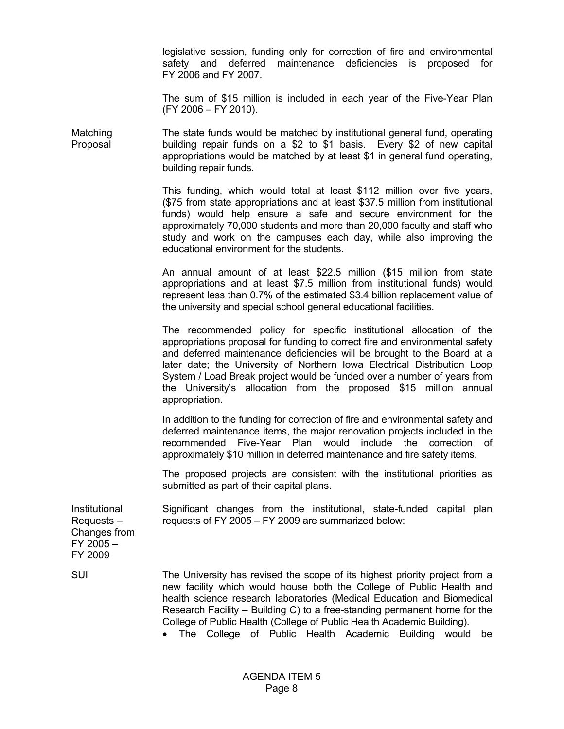legislative session, funding only for correction of fire and environmental safety and deferred maintenance deficiencies is proposed for FY 2006 and FY 2007.

The sum of $15 million is included in each year of the Five-Year Plan (FY 2006 – FY 2010).

**Matching Proposal**

The state funds would be matched by institutional general fund, operating building repair funds on a $2 to $1 basis. Every $2 of new capital appropriations would be matched by at least $1 in general fund operating, building repair funds.

This funding, which would total at least $112 million over five years, ($75 from state appropriations and at least $37.5 million from institutional funds) would help ensure a safe and secure environment for the approximately 70,000 students and more than 20,000 faculty and staff who study and work on the campuses each day, while also improving the educational environment for the students.

An annual amount of at least $22.5 million ($15 million from state appropriations and at least $7.5 million from institutional funds) would represent less than 0.7% of the estimated $3.4 billion replacement value of the university and special school general educational facilities.

The recommended policy for specific institutional allocation of the appropriations proposal for funding to correct fire and environmental safety and deferred maintenance deficiencies will be brought to the Board at a later date; the University of Northern Iowa Electrical Distribution Loop System / Load Break project would be funded over a number of years from the University's allocation from the proposed $15 million annual appropriation.

In addition to the funding for correction of fire and environmental safety and deferred maintenance items, the major renovation projects included in the recommended Five-Year Plan would include the correction of approximately $10 million in deferred maintenance and fire safety items.

The proposed projects are consistent with the institutional priorities as submitted as part of their capital plans.

**Institutional Requests – Changes from FY 2005 – FY 2009**

Significant changes from the institutional, state-funded capital plan requests of FY 2005 – FY 2009 are summarized below:

**SUI**

The University has revised the scope of its highest priority project from a new facility which would house both the College of Public Health and health science research laboratories (Medical Education and Biomedical Research Facility – Building C) to a free-standing permanent home for the College of Public Health (College of Public Health Academic Building).

- The College of Public Health Academic Building would be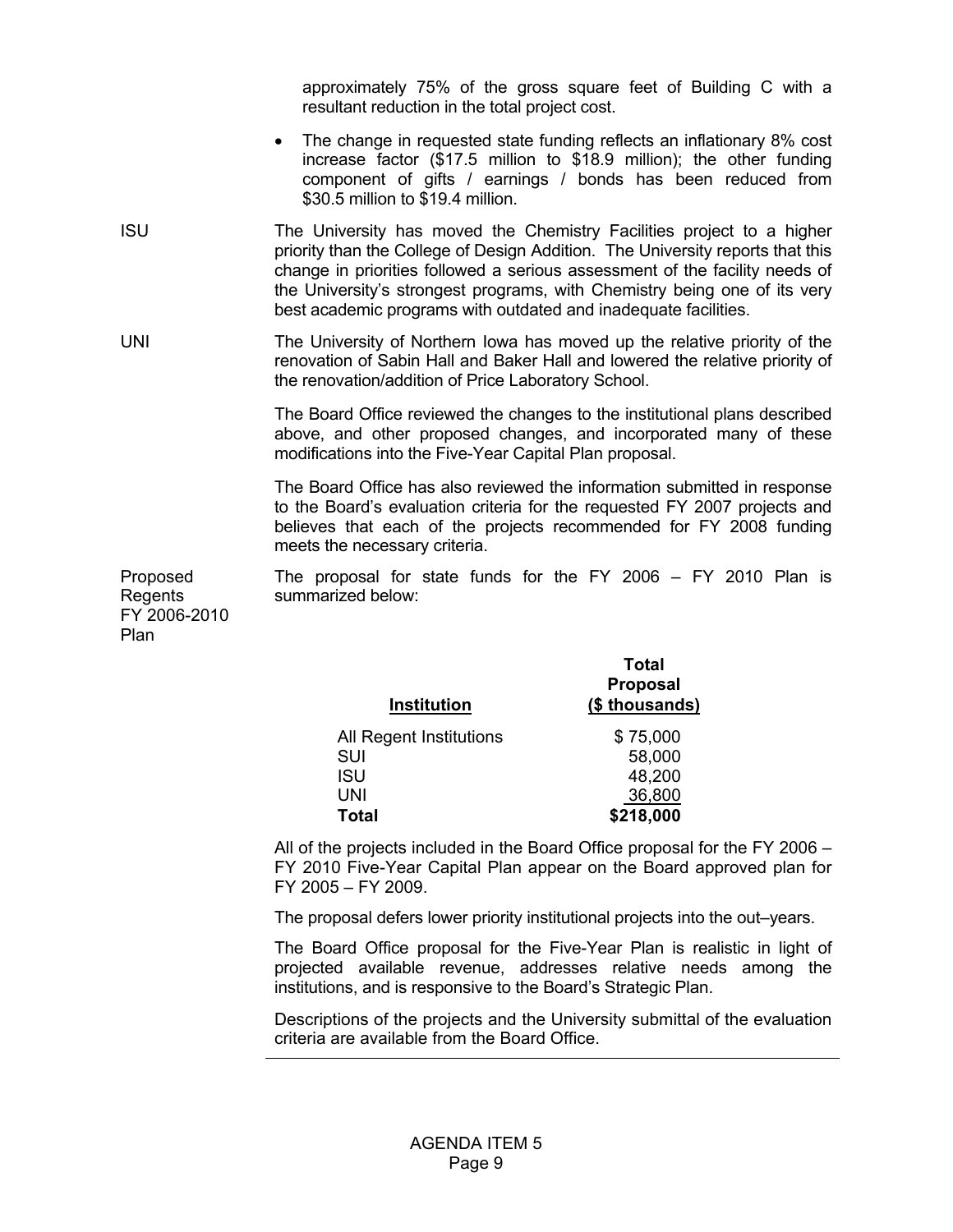approximately 75% of the gross square feet of Building C with a resultant reduction in the total project cost.

- The change in requested state funding reflects an inflationary 8% cost increase factor ($17.5 million to $18.9 million); the other funding component of gifts / earnings / bonds has been reduced from $30.5 million to $19.4 million.

ISU

The University has moved the Chemistry Facilities project to a higher priority than the College of Design Addition. The University reports that this change in priorities followed a serious assessment of the facility needs of the University's strongest programs, with Chemistry being one of its very best academic programs with outdated and inadequate facilities.

UNI

The University of Northern Iowa has moved up the relative priority of the renovation of Sabin Hall and Baker Hall and lowered the relative priority of the renovation/addition of Price Laboratory School.

The Board Office reviewed the changes to the institutional plans described above, and other proposed changes, and incorporated many of these modifications into the Five-Year Capital Plan proposal.

The Board Office has also reviewed the information submitted in response to the Board's evaluation criteria for the requested FY 2007 projects and believes that each of the projects recommended for FY 2008 funding meets the necessary criteria.

Proposed Regents FY 2006-2010 Plan

The proposal for state funds for the FY 2006 – FY 2010 Plan is summarized below:

| Institution | Total Proposal ($ thousands) |
|---|---|
| All Regent Institutions | $ 75,000 |
| SUI | 58,000 |
| ISU | 48,200 |
| UNI | 36,800 |
| **Total** | **$218,000** |

All of the projects included in the Board Office proposal for the FY 2006 – FY 2010 Five-Year Capital Plan appear on the Board approved plan for FY 2005 – FY 2009.

The proposal defers lower priority institutional projects into the out–years.

The Board Office proposal for the Five-Year Plan is realistic in light of projected available revenue, addresses relative needs among the institutions, and is responsive to the Board's Strategic Plan.

Descriptions of the projects and the University submittal of the evaluation criteria are available from the Board Office.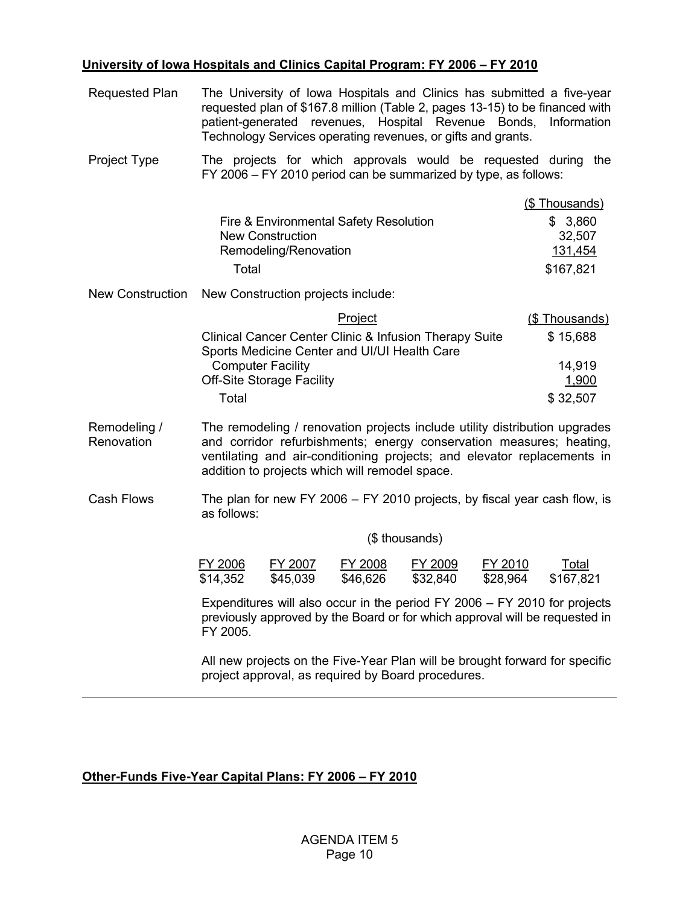## University of Iowa Hospitals and Clinics Capital Program: FY 2006 – FY 2010

**Requested Plan**

The University of Iowa Hospitals and Clinics has submitted a five-year requested plan of $167.8 million (Table 2, pages 13-15) to be financed with patient-generated revenues, Hospital Revenue Bonds, Information Technology Services operating revenues, or gifts and grants.

**Project Type**

The projects for which approvals would be requested during the FY 2006 – FY 2010 period can be summarized by type, as follows:

| | ($ Thousands) |
|---|---|
| Fire & Environmental Safety Resolution | $ 3,860 |
| New Construction | 32,507 |
| Remodeling/Renovation | 131,454 |
| Total | $167,821 |

**New Construction**

New Construction projects include:

| Project | ($ Thousands) |
|---|---|
| Clinical Cancer Center Clinic & Infusion Therapy Suite | $ 15,688 |
| Sports Medicine Center and UI/UI Health Care Computer Facility | 14,919 |
| Off-Site Storage Facility | 1,900 |
| Total | $ 32,507 |

**Remodeling / Renovation**

The remodeling / renovation projects include utility distribution upgrades and corridor refurbishments; energy conservation measures; heating, ventilating and air-conditioning projects; and elevator replacements in addition to projects which will remodel space.

**Cash Flows**

The plan for new FY 2006 – FY 2010 projects, by fiscal year cash flow, is as follows:

($ thousands)

| FY 2006 | FY 2007 | FY 2008 | FY 2009 | FY 2010 | Total |
|---|---|---|---|---|---|
| $14,352 | $45,039 | $46,626 | $32,840 | $28,964 | $167,821 |

Expenditures will also occur in the period FY 2006 – FY 2010 for projects previously approved by the Board or for which approval will be requested in FY 2005.

All new projects on the Five-Year Plan will be brought forward for specific project approval, as required by Board procedures.

---

## Other-Funds Five-Year Capital Plans: FY 2006 – FY 2010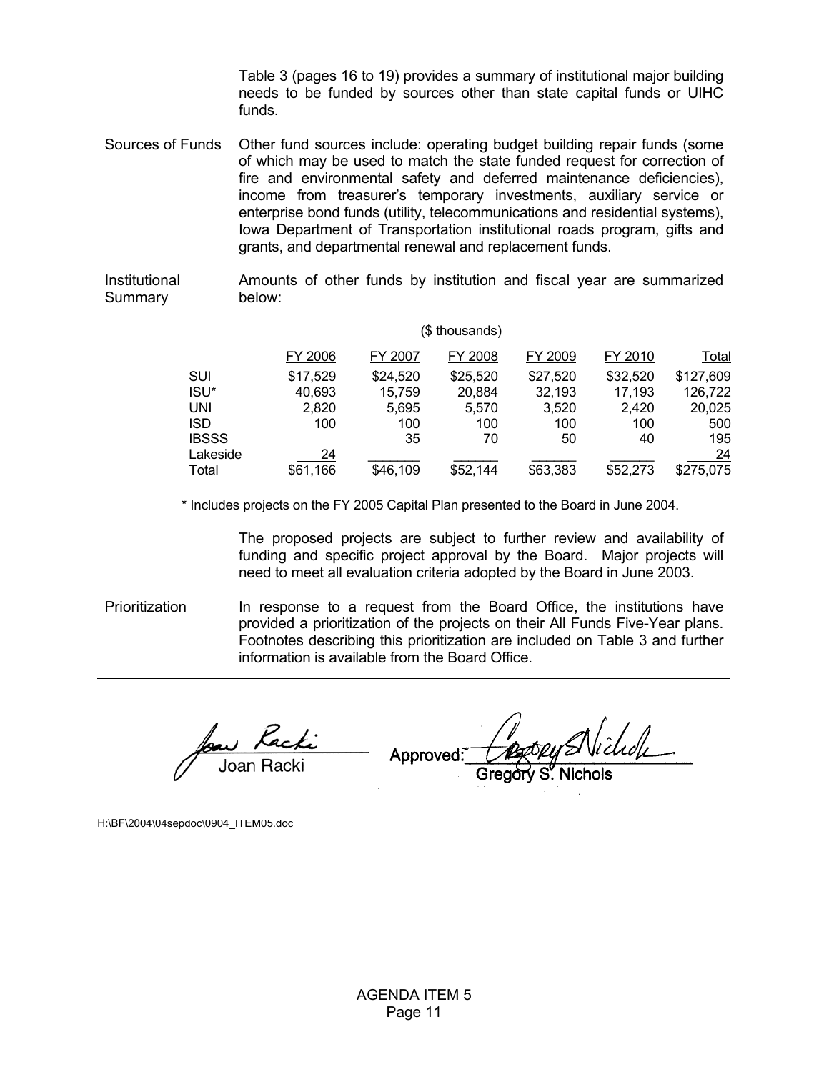Table 3 (pages 16 to 19) provides a summary of institutional major building needs to be funded by sources other than state capital funds or UIHC funds.

Sources of Funds Other fund sources include: operating budget building repair funds (some of which may be used to match the state funded request for correction of fire and environmental safety and deferred maintenance deficiencies), income from treasurer's temporary investments, auxiliary service or enterprise bond funds (utility, telecommunications and residential systems), Iowa Department of Transportation institutional roads program, gifts and grants, and departmental renewal and replacement funds.

Institutional Summary Amounts of other funds by institution and fiscal year are summarized below:

($ thousands)

| | FY 2006 | FY 2007 | FY 2008 | FY 2009 | FY 2010 | Total |
|---|---|---|---|---|---|---|
| SUI | $17,529 | $24,520 | $25,520 | $27,520 | $32,520 | $127,609 |
| ISU* | 40,693 | 15,759 | 20,884 | 32,193 | 17,193 | 126,722 |
| UNI | 2,820 | 5,695 | 5,570 | 3,520 | 2,420 | 20,025 |
| ISD | 100 | 100 | 100 | 100 | 100 | 500 |
| IBSSS | | 35 | 70 | 50 | 40 | 195 |
| Lakeside | 24 | | | | | 24 |
| Total | $61,166 | $46,109 | $52,144 | $63,383 | $52,273 | $275,075 |

* Includes projects on the FY 2005 Capital Plan presented to the Board in June 2004.

The proposed projects are subject to further review and availability of funding and specific project approval by the Board. Major projects will need to meet all evaluation criteria adopted by the Board in June 2003.

Prioritization In response to a request from the Board Office, the institutions have provided a prioritization of the projects on their All Funds Five-Year plans. Footnotes describing this prioritization are included on Table 3 and further information is available from the Board Office.

Joan Racki

Approved: Gregory S. Nichols

H:\BF\2004\04sepdoc\0904_ITEM05.doc

AGENDA ITEM 5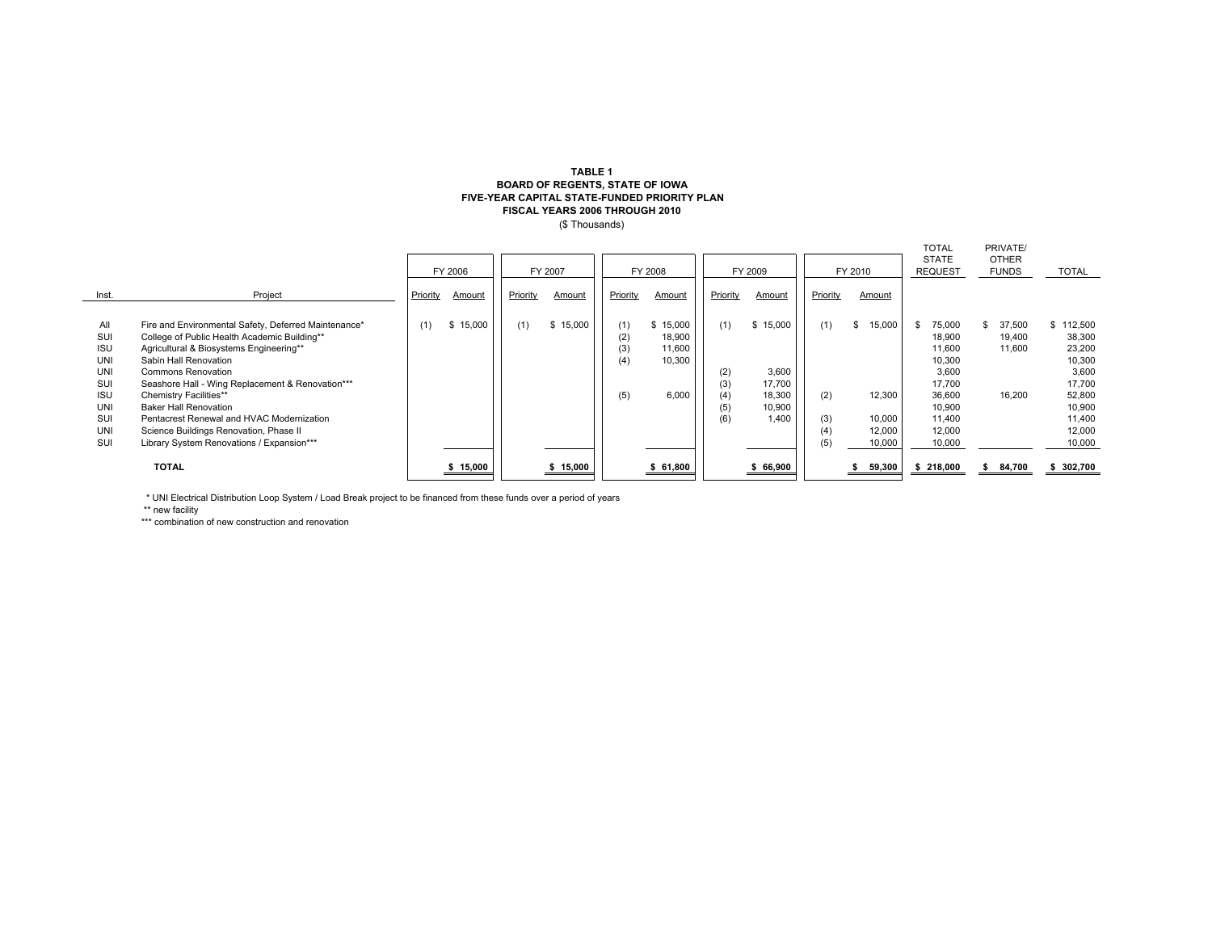**TABLE 1**
**BOARD OF REGENTS, STATE OF IOWA**
**FIVE-YEAR CAPITAL STATE-FUNDED PRIORITY PLAN**
**FISCAL YEARS 2006 THROUGH 2010**
($ Thousands)

| | | FY 2006 | | FY 2007 | | FY 2008 | | FY 2009 | | FY 2010 | | TOTAL STATE REQUEST | PRIVATE/ OTHER FUNDS | TOTAL |
|---|---|---|---|---|---|---|---|---|---|---|---|---|---|---|
| Inst. | Project | Priority | Amount | Priority | Amount | Priority | Amount | Priority | Amount | Priority | Amount | | | |
| All | Fire and Environmental Safety, Deferred Maintenance* | (1) | $ 15,000 | (1) | $ 15,000 | (1) | $ 15,000 | (1) | $ 15,000 | (1) | $ 15,000 | $ 75,000 | $ 37,500 | $ 112,500 |
| SUI | College of Public Health Academic Building** | | | | | (2) | 18,900 | | | | | 18,900 | 19,400 | 38,300 |
| ISU | Agricultural & Biosystems Engineering** | | | | | (3) | 11,600 | | | | | 11,600 | 11,600 | 23,200 |
| UNI | Sabin Hall Renovation | | | | | (4) | 10,300 | | | | | 10,300 | | 10,300 |
| UNI | Commons Renovation | | | | | | | (2) | 3,600 | | | 3,600 | | 3,600 |
| SUI | Seashore Hall - Wing Replacement & Renovation*** | | | | | | | (3) | 17,700 | | | 17,700 | | 17,700 |
| ISU | Chemistry Facilities** | | | | | (5) | 6,000 | (4) | 18,300 | (2) | 12,300 | 36,600 | 16,200 | 52,800 |
| UNI | Baker Hall Renovation | | | | | | | (5) | 10,900 | | | 10,900 | | 10,900 |
| SUI | Pentacrest Renewal and HVAC Modernization | | | | | | | (6) | 1,400 | (3) | 10,000 | 11,400 | | 11,400 |
| UNI | Science Buildings Renovation, Phase II | | | | | | | | | (4) | 12,000 | 12,000 | | 12,000 |
| SUI | Library System Renovations / Expansion*** | | | | | | | | | (5) | 10,000 | 10,000 | | 10,000 |
| | **TOTAL** | | **$ 15,000** | | **$ 15,000** | | **$ 61,800** | | **$ 66,900** | | **$ 59,300** | **$ 218,000** | **$ 84,700** | **$ 302,700** |

\* UNI Electrical Distribution Loop System / Load Break project to be financed from these funds over a period of years

\** new facility

\*** combination of new construction and renovation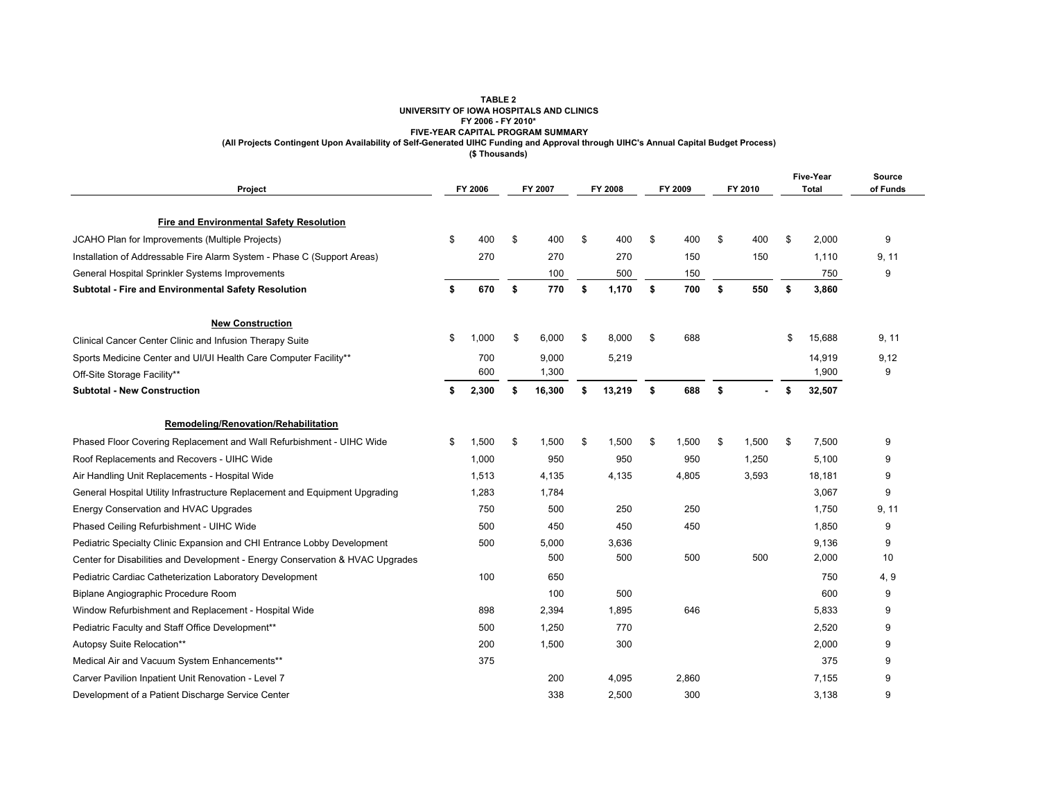**TABLE 2**
**UNIVERSITY OF IOWA HOSPITALS AND CLINICS**
**FY 2006 - FY 2010***
**FIVE-YEAR CAPITAL PROGRAM SUMMARY**
**(All Projects Contingent Upon Availability of Self-Generated UIHC Funding and Approval through UIHC's Annual Capital Budget Process)**
**($ Thousands)**

| Project | FY 2006 | FY 2007 | FY 2008 | FY 2009 | FY 2010 | Five-Year Total | Source of Funds |
|---|---|---|---|---|---|---|---|
| **Fire and Environmental Safety Resolution** | | | | | | | |
| JCAHO Plan for Improvements (Multiple Projects) | $ 400 | $ 400 | $ 400 | $ 400 | $ 400 | $ 2,000 | 9 |
| Installation of Addressable Fire Alarm System - Phase C (Support Areas) | 270 | 270 | 270 | 150 | 150 | 1,110 | 9, 11 |
| General Hospital Sprinkler Systems Improvements | | 100 | 500 | 150 | | 750 | 9 |
| **Subtotal - Fire and Environmental Safety Resolution** | **$ 670** | **$ 770** | **$ 1,170** | **$ 700** | **$ 550** | **$ 3,860** | |
| **New Construction** | | | | | | | |
| Clinical Cancer Center Clinic and Infusion Therapy Suite | $ 1,000 | $ 6,000 | $ 8,000 | $ 688 | | $ 15,688 | 9, 11 |
| Sports Medicine Center and UI/UI Health Care Computer Facility** | 700 | 9,000 | 5,219 | | | 14,919 | 9,12 |
| Off-Site Storage Facility** | 600 | 1,300 | | | | 1,900 | 9 |
| **Subtotal - New Construction** | **$ 2,300** | **$ 16,300** | **$ 13,219** | **$ 688** | **$ -** | **$ 32,507** | |
| **Remodeling/Renovation/Rehabilitation** | | | | | | | |
| Phased Floor Covering Replacement and Wall Refurbishment - UIHC Wide | $ 1,500 | $ 1,500 | $ 1,500 | $ 1,500 | $ 1,500 | $ 7,500 | 9 |
| Roof Replacements and Recovers - UIHC Wide | 1,000 | 950 | 950 | 950 | 1,250 | 5,100 | 9 |
| Air Handling Unit Replacements - Hospital Wide | 1,513 | 4,135 | 4,135 | 4,805 | 3,593 | 18,181 | 9 |
| General Hospital Utility Infrastructure Replacement and Equipment Upgrading | 1,283 | 1,784 | | | | 3,067 | 9 |
| Energy Conservation and HVAC Upgrades | 750 | 500 | 250 | 250 | | 1,750 | 9, 11 |
| Phased Ceiling Refurbishment - UIHC Wide | 500 | 450 | 450 | 450 | | 1,850 | 9 |
| Pediatric Specialty Clinic Expansion and CHI Entrance Lobby Development | 500 | 5,000 | 3,636 | | | 9,136 | 9 |
| Center for Disabilities and Development - Energy Conservation & HVAC Upgrades | | 500 | 500 | 500 | 500 | 2,000 | 10 |
| Pediatric Cardiac Catheterization Laboratory Development | 100 | 650 | | | | 750 | 4, 9 |
| Biplane Angiographic Procedure Room | | 100 | 500 | | | 600 | 9 |
| Window Refurbishment and Replacement - Hospital Wide | 898 | 2,394 | 1,895 | 646 | | 5,833 | 9 |
| Pediatric Faculty and Staff Office Development** | 500 | 1,250 | 770 | | | 2,520 | 9 |
| Autopsy Suite Relocation** | 200 | 1,500 | 300 | | | 2,000 | 9 |
| Medical Air and Vacuum System Enhancements** | 375 | | | | | 375 | 9 |
| Carver Pavilion Inpatient Unit Renovation - Level 7 | | 200 | 4,095 | 2,860 | | 7,155 | 9 |
| Development of a Patient Discharge Service Center | | 338 | 2,500 | 300 | | 3,138 | 9 |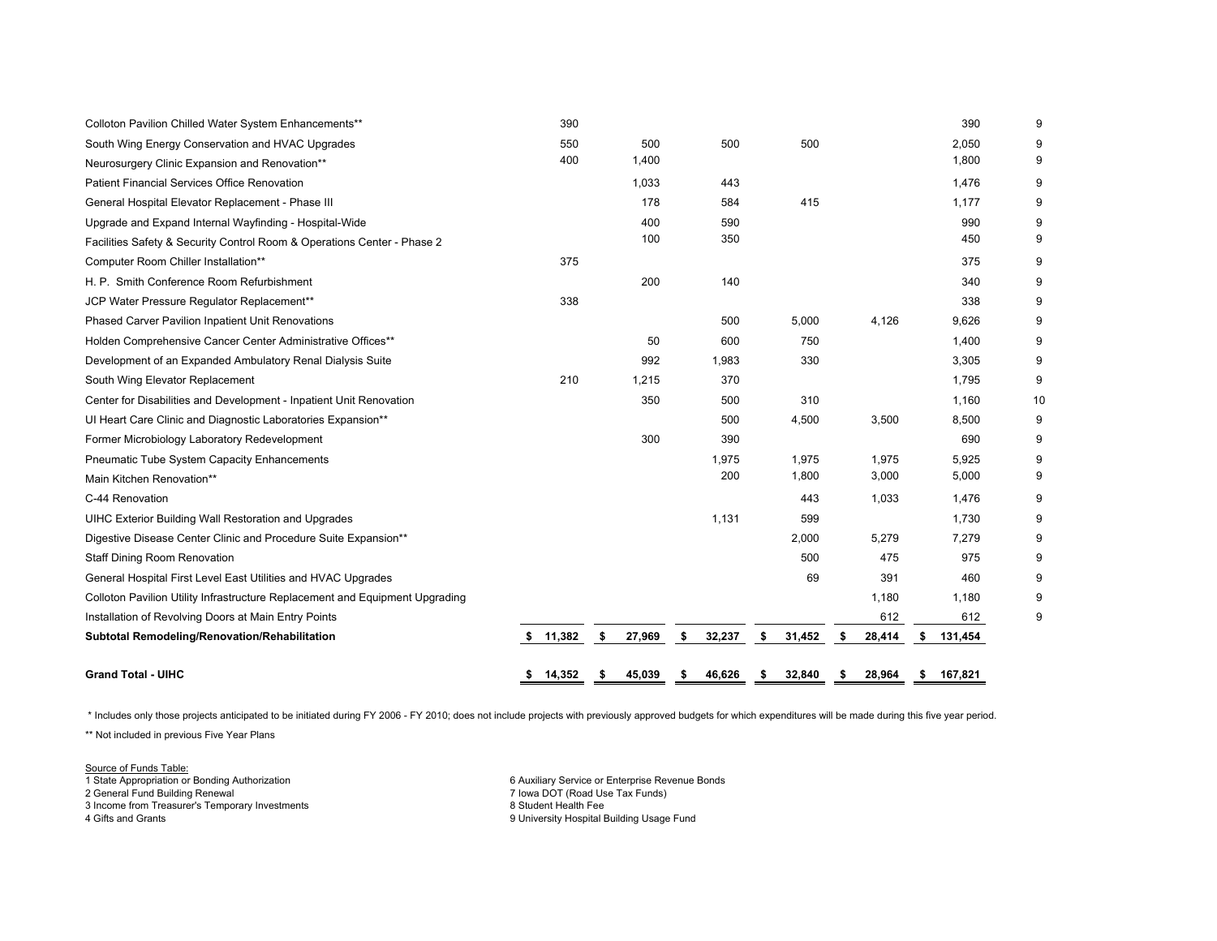| | | | | | | | |
|---|---|---|---|---|---|---|---|
| Colloton Pavilion Chilled Water System Enhancements** | 390 | | | | | 390 | 9 |
| South Wing Energy Conservation and HVAC Upgrades | 550 | 500 | 500 | 500 | | 2,050 | 9 |
| Neurosurgery Clinic Expansion and Renovation** | 400 | 1,400 | | | | 1,800 | 9 |
| Patient Financial Services Office Renovation | | 1,033 | 443 | | | 1,476 | 9 |
| General Hospital Elevator Replacement - Phase III | | 178 | 584 | 415 | | 1,177 | 9 |
| Upgrade and Expand Internal Wayfinding - Hospital-Wide | | 400 | 590 | | | 990 | 9 |
| Facilities Safety & Security Control Room & Operations Center - Phase 2 | | 100 | 350 | | | 450 | 9 |
| Computer Room Chiller Installation** | 375 | | | | | 375 | 9 |
| H. P. Smith Conference Room Refurbishment | | 200 | 140 | | | 340 | 9 |
| JCP Water Pressure Regulator Replacement** | 338 | | | | | 338 | 9 |
| Phased Carver Pavilion Inpatient Unit Renovations | | | 500 | 5,000 | 4,126 | 9,626 | 9 |
| Holden Comprehensive Cancer Center Administrative Offices** | | 50 | 600 | 750 | | 1,400 | 9 |
| Development of an Expanded Ambulatory Renal Dialysis Suite | | 992 | 1,983 | 330 | | 3,305 | 9 |
| South Wing Elevator Replacement | 210 | 1,215 | 370 | | | 1,795 | 9 |
| Center for Disabilities and Development - Inpatient Unit Renovation | | 350 | 500 | 310 | | 1,160 | 10 |
| UI Heart Care Clinic and Diagnostic Laboratories Expansion** | | | 500 | 4,500 | 3,500 | 8,500 | 9 |
| Former Microbiology Laboratory Redevelopment | | 300 | 390 | | | 690 | 9 |
| Pneumatic Tube System Capacity Enhancements | | | 1,975 | 1,975 | 1,975 | 5,925 | 9 |
| Main Kitchen Renovation** | | | 200 | 1,800 | 3,000 | 5,000 | 9 |
| C-44 Renovation | | | | 443 | 1,033 | 1,476 | 9 |
| UIHC Exterior Building Wall Restoration and Upgrades | | | 1,131 | 599 | | 1,730 | 9 |
| Digestive Disease Center Clinic and Procedure Suite Expansion** | | | | 2,000 | 5,279 | 7,279 | 9 |
| Staff Dining Room Renovation | | | | 500 | 475 | 975 | 9 |
| General Hospital First Level East Utilities and HVAC Upgrades | | | | 69 | 391 | 460 | 9 |
| Colloton Pavilion Utility Infrastructure Replacement and Equipment Upgrading | | | | | 1,180 | 1,180 | 9 |
| Installation of Revolving Doors at Main Entry Points | | | | | 612 | 612 | 9 |
| **Subtotal Remodeling/Renovation/Rehabilitation** | **$ 11,382** | **$ 27,969** | **$ 32,237** | **$ 31,452** | **$ 28,414** | **$ 131,454** | |
| **Grand Total - UIHC** | **$ 14,352** | **$ 45,039** | **$ 46,626** | **$ 32,840** | **$ 28,964** | **$ 167,821** | |

* Includes only those projects anticipated to be initiated during FY 2006 - FY 2010; does not include projects with previously approved budgets for which expenditures will be made during this five year period.

** Not included in previous Five Year Plans

Source of Funds Table:
1 State Appropriation or Bonding Authorization
2 General Fund Building Renewal
3 Income from Treasurer's Temporary Investments
4 Gifts and Grants
6 Auxiliary Service or Enterprise Revenue Bonds
7 Iowa DOT (Road Use Tax Funds)
8 Student Health Fee
9 University Hospital Building Usage Fund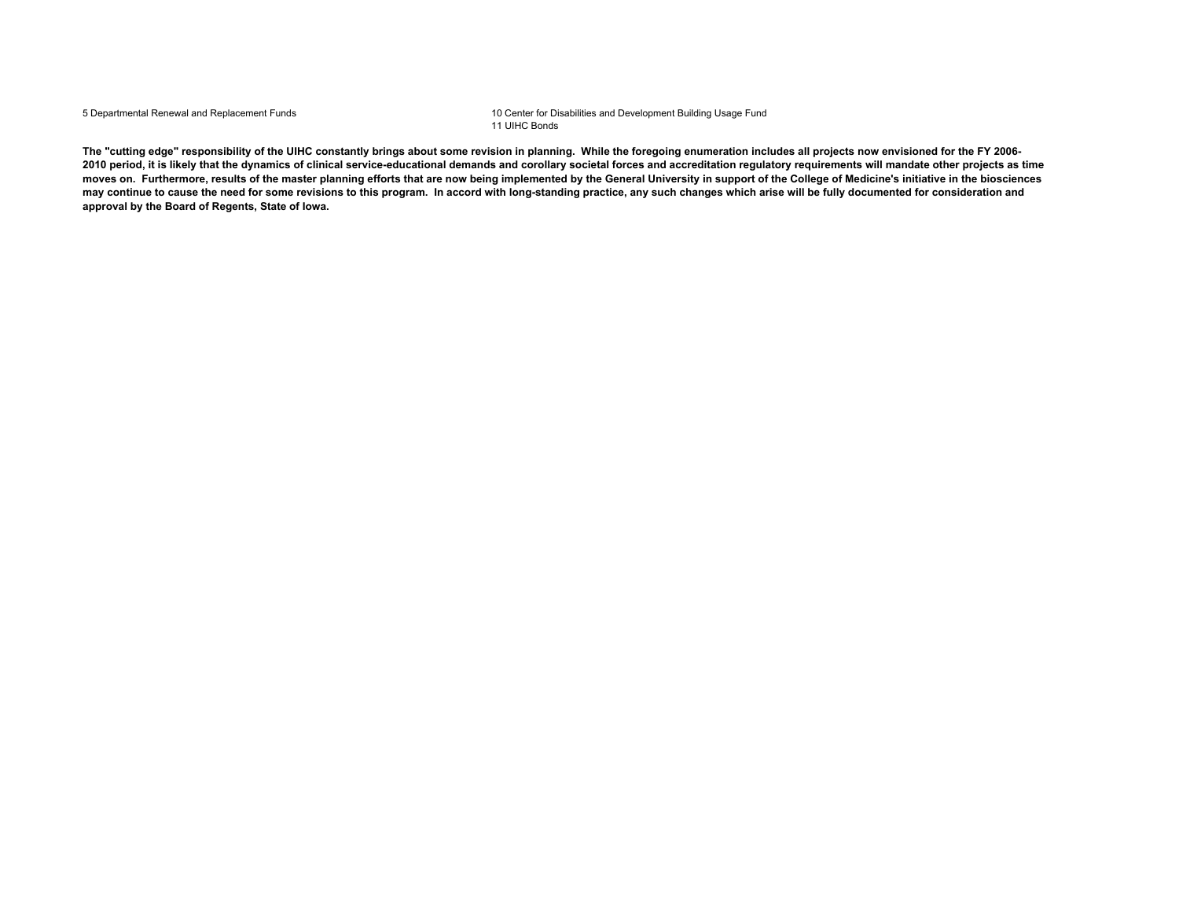5 Departmental Renewal and Replacement Funds

10 Center for Disabilities and Development Building Usage Fund
11 UIHC Bonds

**The "cutting edge" responsibility of the UIHC constantly brings about some revision in planning. While the foregoing enumeration includes all projects now envisioned for the FY 2006-2010 period, it is likely that the dynamics of clinical service-educational demands and corollary societal forces and accreditation regulatory requirements will mandate other projects as time moves on. Furthermore, results of the master planning efforts that are now being implemented by the General University in support of the College of Medicine's initiative in the biosciences may continue to cause the need for some revisions to this program. In accord with long-standing practice, any such changes which arise will be fully documented for consideration and approval by the Board of Regents, State of Iowa.**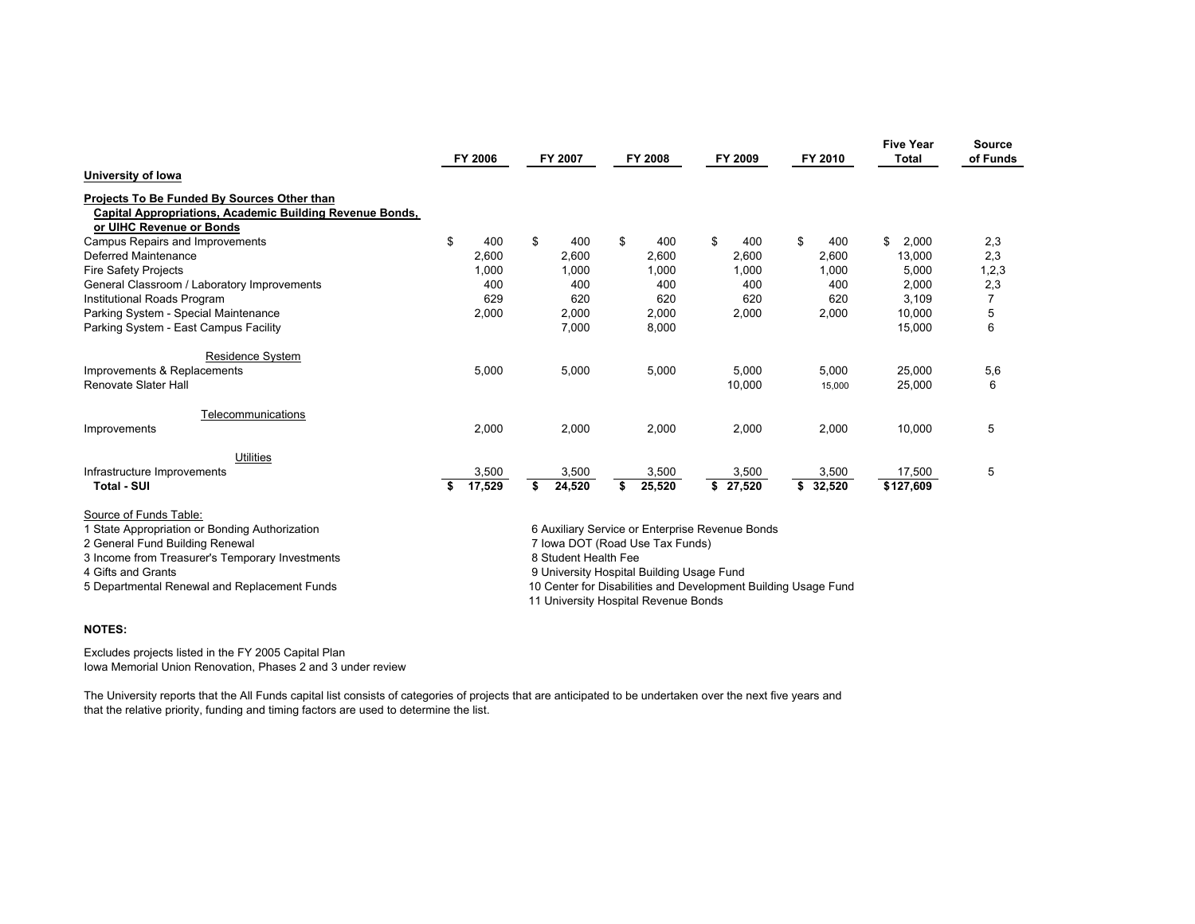| | FY 2006 | FY 2007 | FY 2008 | FY 2009 | FY 2010 | Five Year Total | Source of Funds |
|---|---|---|---|---|---|---|---|
| **University of Iowa** | | | | | | | |
| **Projects To Be Funded By Sources Other than Capital Appropriations, Academic Building Revenue Bonds, or UIHC Revenue or Bonds** | | | | | | | |
| Campus Repairs and Improvements | $ 400 | $ 400 | $ 400 | $ 400 | $ 400 | $ 2,000 | 2,3 |
| Deferred Maintenance | 2,600 | 2,600 | 2,600 | 2,600 | 2,600 | 13,000 | 2,3 |
| Fire Safety Projects | 1,000 | 1,000 | 1,000 | 1,000 | 1,000 | 5,000 | 1,2,3 |
| General Classroom / Laboratory Improvements | 400 | 400 | 400 | 400 | 400 | 2,000 | 2,3 |
| Institutional Roads Program | 629 | 620 | 620 | 620 | 620 | 3,109 | 7 |
| Parking System - Special Maintenance | 2,000 | 2,000 | 2,000 | 2,000 | 2,000 | 10,000 | 5 |
| Parking System - East Campus Facility | | 7,000 | 8,000 | | | 15,000 | 6 |
| Residence System | | | | | | | |
| Improvements & Replacements | 5,000 | 5,000 | 5,000 | 5,000 | 5,000 | 25,000 | 5,6 |
| Renovate Slater Hall | | | | 10,000 | 15,000 | 25,000 | 6 |
| Telecommunications | | | | | | | |
| Improvements | 2,000 | 2,000 | 2,000 | 2,000 | 2,000 | 10,000 | 5 |
| Utilities | | | | | | | |
| Infrastructure Improvements | 3,500 | 3,500 | 3,500 | 3,500 | 3,500 | 17,500 | 5 |
| **Total - SUI** | **$ 17,529** | **$ 24,520** | **$ 25,520** | **$ 27,520** | **$ 32,520** | **$127,609** | |

Source of Funds Table:

1 State Appropriation or Bonding Authorization
2 General Fund Building Renewal
3 Income from Treasurer's Temporary Investments
4 Gifts and Grants
5 Departmental Renewal and Replacement Funds
6 Auxiliary Service or Enterprise Revenue Bonds
7 Iowa DOT (Road Use Tax Funds)
8 Student Health Fee
9 University Hospital Building Usage Fund
10 Center for Disabilities and Development Building Usage Fund
11 University Hospital Revenue Bonds

**NOTES:**

Excludes projects listed in the FY 2005 Capital Plan
Iowa Memorial Union Renovation, Phases 2 and 3 under review

The University reports that the All Funds capital list consists of categories of projects that are anticipated to be undertaken over the next five years and that the relative priority, funding and timing factors are used to determine the list.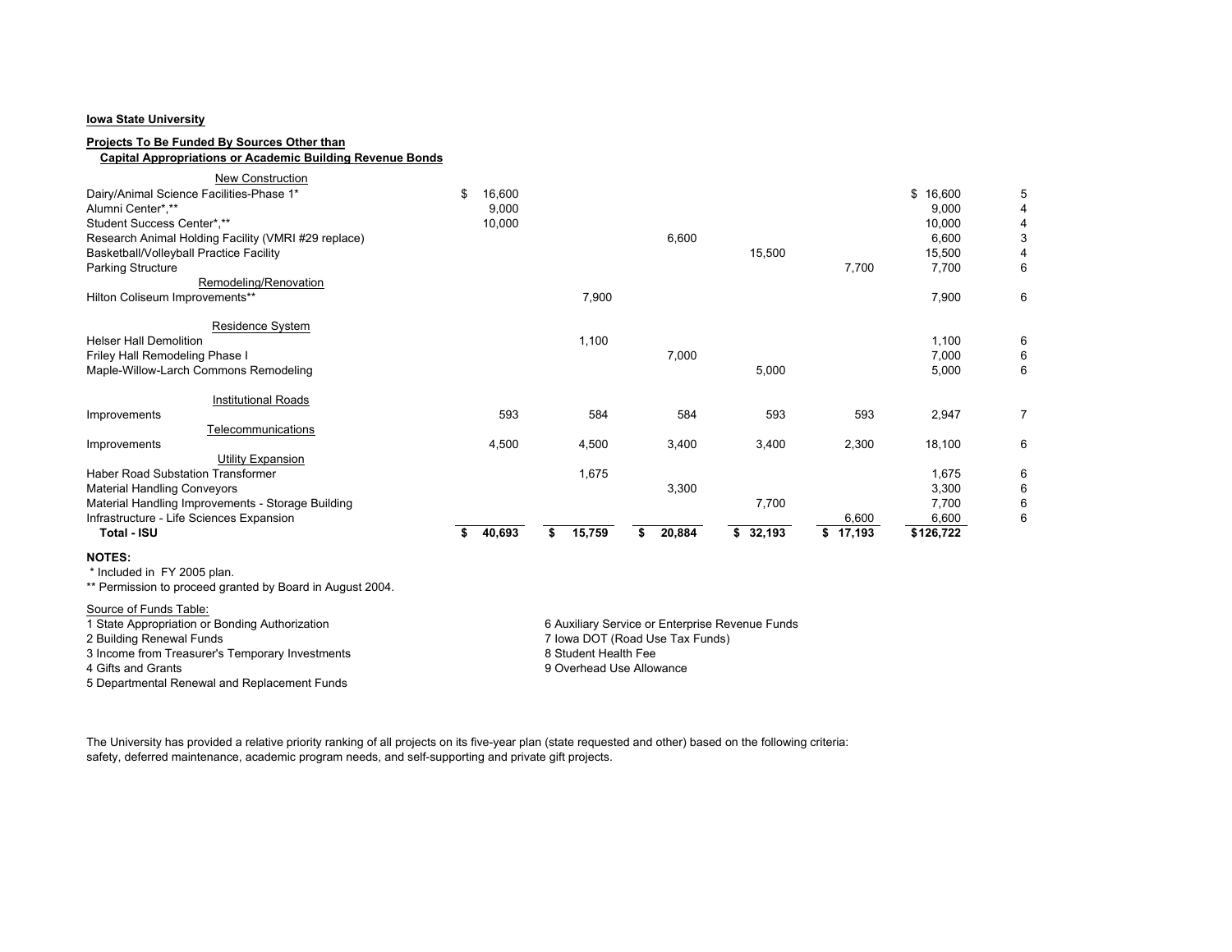**Iowa State University**

**Projects To Be Funded By Sources Other than**
**Capital Appropriations or Academic Building Revenue Bonds**

| | | | | | | | |
|---|---|---|---|---|---|---|---|
| New Construction | | | | | | | |
| Dairy/Animal Science Facilities-Phase 1* | $ 16,600 | | | | | $ 16,600 | 5 |
| Alumni Center*,** | 9,000 | | | | | 9,000 | 4 |
| Student Success Center*,** | 10,000 | | | | | 10,000 | 4 |
| Research Animal Holding Facility (VMRI #29 replace) | | | 6,600 | | | 6,600 | 3 |
| Basketball/Volleyball Practice Facility | | | | 15,500 | | 15,500 | 4 |
| Parking Structure | | | | | 7,700 | 7,700 | 6 |
| Remodeling/Renovation | | | | | | | |
| Hilton Coliseum Improvements** | | 7,900 | | | | 7,900 | 6 |
| Residence System | | | | | | | |
| Helser Hall Demolition | | 1,100 | | | | 1,100 | 6 |
| Friley Hall Remodeling Phase I | | | 7,000 | | | 7,000 | 6 |
| Maple-Willow-Larch Commons Remodeling | | | | 5,000 | | 5,000 | 6 |
| Institutional Roads | | | | | | | |
| Improvements | 593 | 584 | 584 | 593 | 593 | 2,947 | 7 |
| Telecommunications | | | | | | | |
| Improvements | 4,500 | 4,500 | 3,400 | 3,400 | 2,300 | 18,100 | 6 |
| Utility Expansion | | | | | | | |
| Haber Road Substation Transformer | | 1,675 | | | | 1,675 | 6 |
| Material Handling Conveyors | | | 3,300 | | | 3,300 | 6 |
| Material Handling Improvements - Storage Building | | | | 7,700 | | 7,700 | 6 |
| Infrastructure - Life Sciences Expansion | | | | | 6,600 | 6,600 | 6 |
| **Total - ISU** | **$ 40,693** | **$ 15,759** | **$ 20,884** | **$ 32,193** | **$ 17,193** | **$126,722** | |

**NOTES:**

\* Included in FY 2005 plan.

** Permission to proceed granted by Board in August 2004.

Source of Funds Table:

1 State Appropriation or Bonding Authorization
2 Building Renewal Funds
3 Income from Treasurer's Temporary Investments
4 Gifts and Grants
5 Departmental Renewal and Replacement Funds
6 Auxiliary Service or Enterprise Revenue Funds
7 Iowa DOT (Road Use Tax Funds)
8 Student Health Fee
9 Overhead Use Allowance

The University has provided a relative priority ranking of all projects on its five-year plan (state requested and other) based on the following criteria: safety, deferred maintenance, academic program needs, and self-supporting and private gift projects.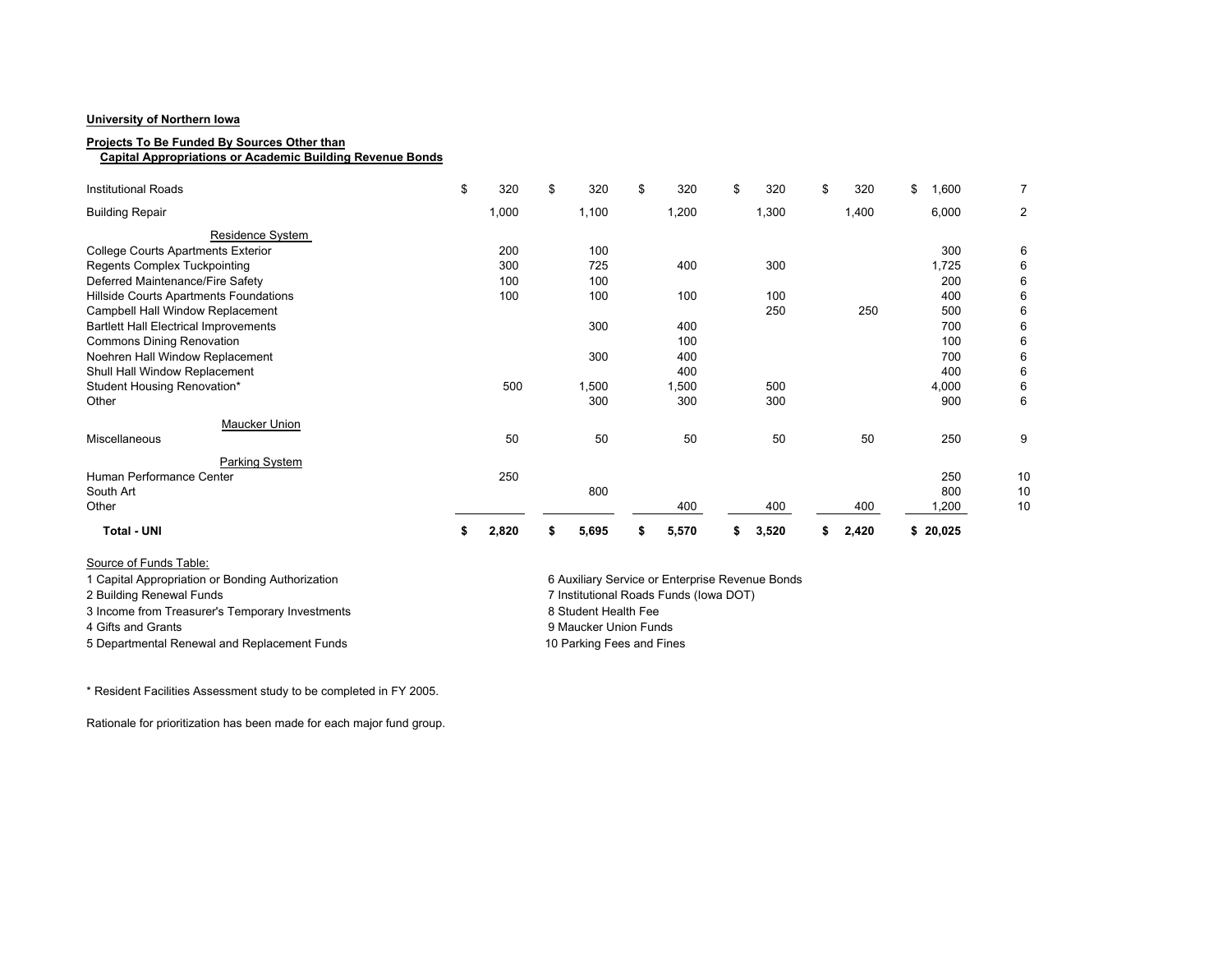**University of Northern Iowa**

**Projects To Be Funded By Sources Other than Capital Appropriations or Academic Building Revenue Bonds**

| | | | | | | | |
|---|---|---|---|---|---|---|---|
| Institutional Roads | $ 320 | $ 320 | $ 320 | $ 320 | $ 320 | $ 1,600 | 7 |
| Building Repair | 1,000 | 1,100 | 1,200 | 1,300 | 1,400 | 6,000 | 2 |
| Residence System | | | | | | | |
| College Courts Apartments Exterior | 200 | 100 | | | | 300 | 6 |
| Regents Complex Tuckpointing | 300 | 725 | 400 | 300 | | 1,725 | 6 |
| Deferred Maintenance/Fire Safety | 100 | 100 | | | | 200 | 6 |
| Hillside Courts Apartments Foundations | 100 | 100 | 100 | 100 | | 400 | 6 |
| Campbell Hall Window Replacement | | | | 250 | 250 | 500 | 6 |
| Bartlett Hall Electrical Improvements | | 300 | 400 | | | 700 | 6 |
| Commons Dining Renovation | | | 100 | | | 100 | 6 |
| Noehren Hall Window Replacement | | 300 | 400 | | | 700 | 6 |
| Shull Hall Window Replacement | | | 400 | | | 400 | 6 |
| Student Housing Renovation* | 500 | 1,500 | 1,500 | 500 | | 4,000 | 6 |
| Other | | 300 | 300 | 300 | | 900 | 6 |
| Maucker Union | | | | | | | |
| Miscellaneous | 50 | 50 | 50 | 50 | 50 | 250 | 9 |
| Parking System | | | | | | | |
| Human Performance Center | 250 | | | | | 250 | 10 |
| South Art | | 800 | | | | 800 | 10 |
| Other | | | 400 | 400 | 400 | 1,200 | 10 |
| **Total - UNI** | **$ 2,820** | **$ 5,695** | **$ 5,570** | **$ 3,520** | **$ 2,420** | **$ 20,025** | |

Source of Funds Table:

1 Capital Appropriation or Bonding Authorization
2 Building Renewal Funds
3 Income from Treasurer's Temporary Investments
4 Gifts and Grants
5 Departmental Renewal and Replacement Funds
6 Auxiliary Service or Enterprise Revenue Bonds
7 Institutional Roads Funds (Iowa DOT)
8 Student Health Fee
9 Maucker Union Funds
10 Parking Fees and Fines

\* Resident Facilities Assessment study to be completed in FY 2005.

Rationale for prioritization has been made for each major fund group.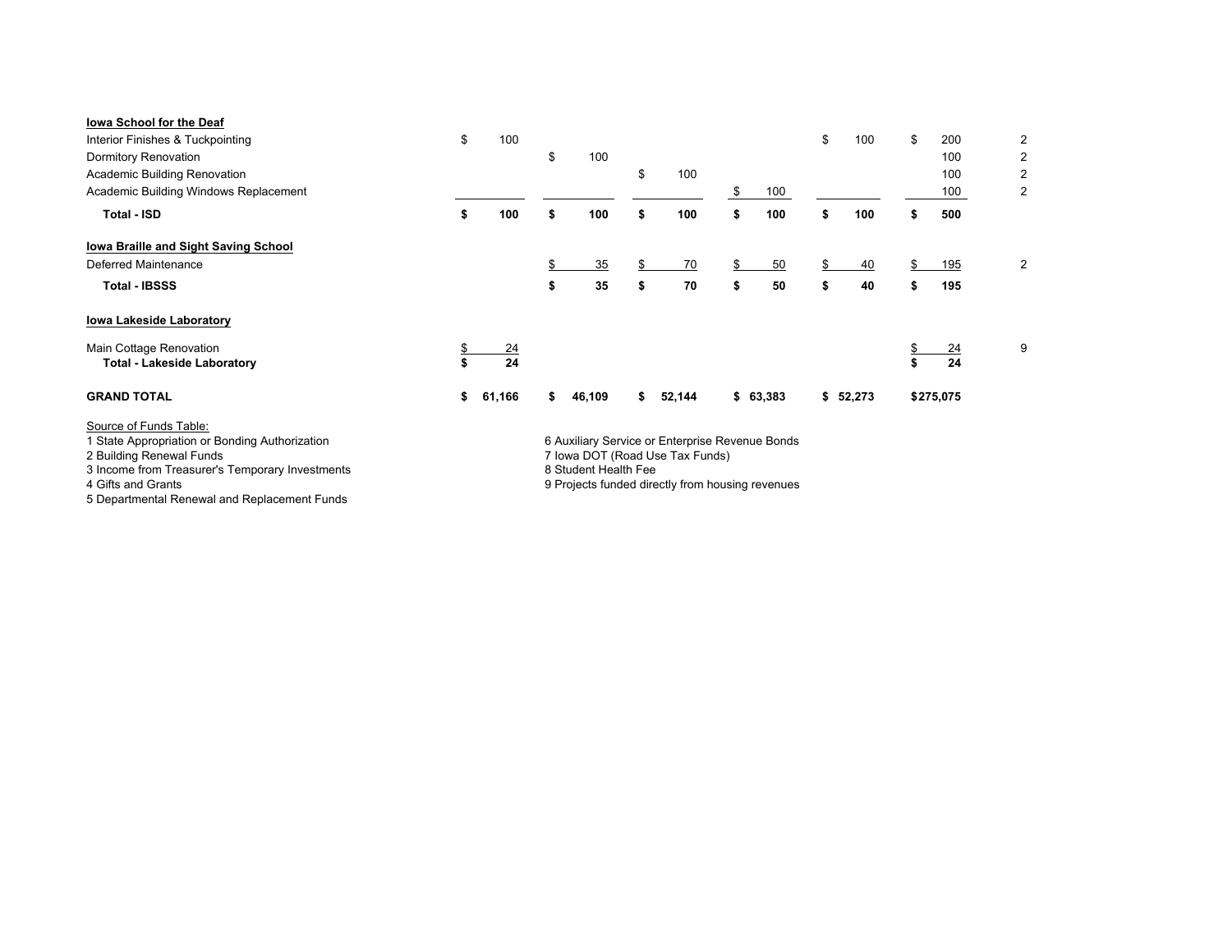| | | | | | | | |
|---|---|---|---|---|---|---|---|
| **Iowa School for the Deaf** | | | | | | | |
| Interior Finishes & Tuckpointing | $ 100 | | | | $ 100 | $ 200 | 2 |
| Dormitory Renovation | | $ 100 | | | | 100 | 2 |
| Academic Building Renovation | | | $ 100 | | | 100 | 2 |
| Academic Building Windows Replacement | | | | $ 100 | | 100 | 2 |
| **Total - ISD** | **$ 100** | **$ 100** | **$ 100** | **$ 100** | **$ 100** | **$ 500** | |
| **Iowa Braille and Sight Saving School** | | | | | | | |
| Deferred Maintenance | | $ 35 | $ 70 | $ 50 | $ 40 | $ 195 | 2 |
| **Total - IBSSS** | | **$ 35** | **$ 70** | **$ 50** | **$ 40** | **$ 195** | |
| **Iowa Lakeside Laboratory** | | | | | | | |
| Main Cottage Renovation | $ 24 | | | | | $ 24 | 9 |
| **Total - Lakeside Laboratory** | **$ 24** | | | | | **$ 24** | |
| **GRAND TOTAL** | **$ 61,166** | **$ 46,109** | **$ 52,144** | **$ 63,383** | **$ 52,273** | **$275,075** | |

Source of Funds Table:

1 State Appropriation or Bonding Authorization
2 Building Renewal Funds
3 Income from Treasurer's Temporary Investments
4 Gifts and Grants
5 Departmental Renewal and Replacement Funds
6 Auxiliary Service or Enterprise Revenue Bonds
7 Iowa DOT (Road Use Tax Funds)
8 Student Health Fee
9 Projects funded directly from housing revenues